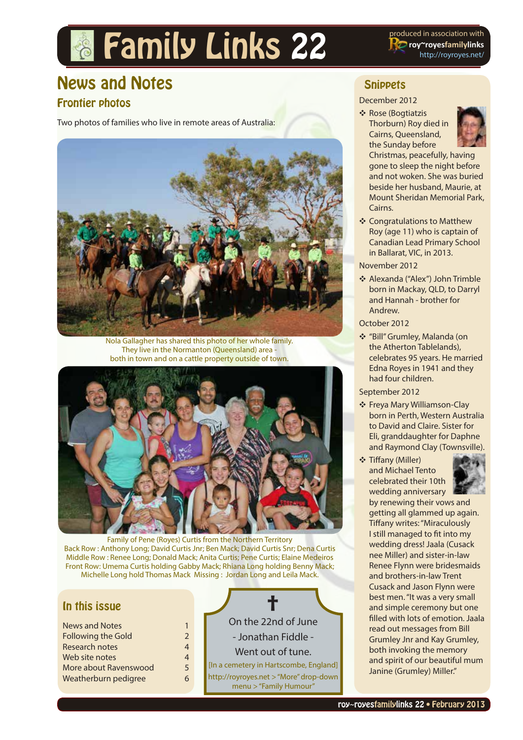# Family Links 22

produced in association with roy~royesfamilylinks http://royroyes.net/

## News and Notes

### Frontier photos

Two photos of families who live in remote areas of Australia:

Nola Gallagher has shared this photo of her whole family. They live in the Normanton (Queensland) area - both in town and on a cattle property outside of town.

Family of Pene (Royes) Curtis from the Northern Territory
Back Row : Anthony Long; David Curtis Jnr; Ben Mack; David Curtis Snr; Dena Curtis
Middle Row : Renee Long; Donald Mack; Anita Curtis; Pene Curtis; Elaine Medeiros
Front Row: Umema Curtis holding Gabby Mack; Rhiana Long holding Benny Mack; Michelle Long hold Thomas Mack Missing : Jordan Long and Leila Mack.

### In this issue

| | |
|---|---|
| News and Notes | 1 |
| Following the Gold | 2 |
| Research notes | 4 |
| Web site notes | 4 |
| More about Ravenswood | 5 |
| Weatherburn pedigree | 6 |

✝

On the 22nd of June
- Jonathan Fiddle -
Went out of tune.

[In a cemetery in Hartscombe, England]
http://royroyes.net > "More" drop-down menu > "Family Humour"

## Snippets

December 2012

- Rose (Bogtiatzis Thorburn) Roy died in Cairns, Queensland, the Sunday before Christmas, peacefully, having gone to sleep the night before and not woken. She was buried beside her husband, Maurie, at Mount Sheridan Memorial Park, Cairns.
- Congratulations to Matthew Roy (age 11) who is captain of Canadian Lead Primary School in Ballarat, VIC, in 2013.

November 2012

- Alexanda ("Alex") John Trimble born in Mackay, QLD, to Darryl and Hannah - brother for Andrew.

October 2012

- "Bill" Grumley, Malanda (on the Atherton Tablelands), celebrates 95 years. He married Edna Royes in 1941 and they had four children.

September 2012

- Freya Mary Williamson-Clay born in Perth, Western Australia to David and Claire. Sister for Eli, granddaughter for Daphne and Raymond Clay (Townsville).
- Tiffany (Miller) and Michael Tento celebrated their 10th wedding anniversary by renewing their vows and getting all glammed up again. Tiffany writes: "Miraculously I still managed to fit into my wedding dress! Jaala (Cusack nee Miller) and sister-in-law Renee Flynn were bridesmaids and brothers-in-law Trent Cusack and Jason Flynn were best men. "It was a very small and simple ceremony but one filled with lots of emotion. Jaala read out messages from Bill Grumley Jnr and Kay Grumley, both invoking the memory and spirit of our beautiful mum Janine (Grumley) Miller."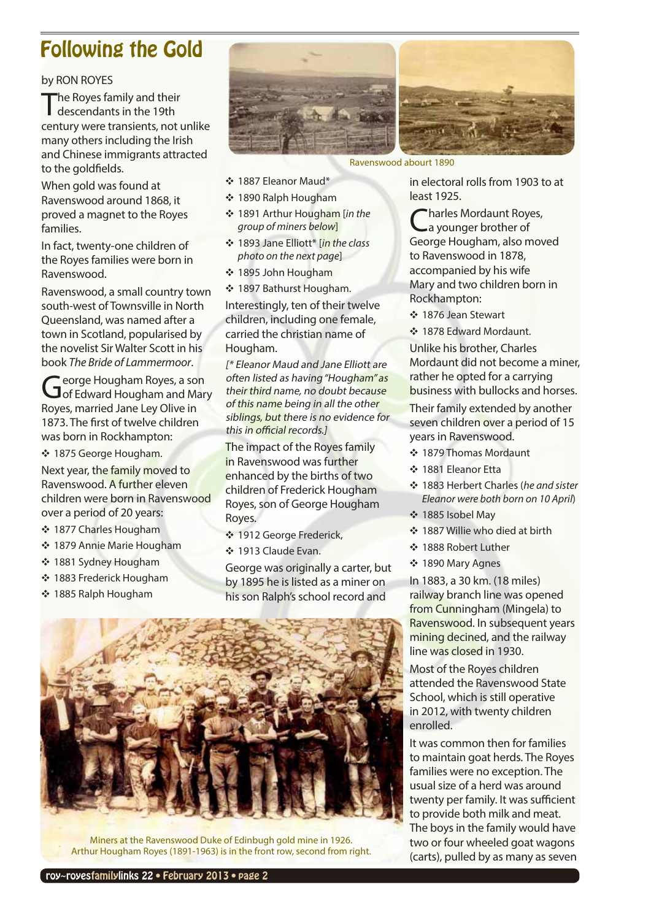# Following the Gold

by RON ROYES

The Royes family and their descendants in the 19th century were transients, not unlike many others including the Irish and Chinese immigrants attracted to the goldfields.

When gold was found at Ravenswood around 1868, it proved a magnet to the Royes families.

In fact, twenty-one children of the Royes families were born in Ravenswood.

Ravenswood, a small country town south-west of Townsville in North Queensland, was named after a town in Scotland, popularised by the novelist Sir Walter Scott in his book *The Bride of Lammermoor*.

George Hougham Royes, a son of Edward Hougham and Mary Royes, married Jane Ley Olive in 1873. The first of twelve children was born in Rockhampton:

- 1875 George Hougham.

Next year, the family moved to Ravenswood. A further eleven children were born in Ravenswood over a period of 20 years:

- 1877 Charles Hougham
- 1879 Annie Marie Hougham
- 1881 Sydney Hougham
- 1883 Frederick Hougham
- 1885 Ralph Hougham
- 1887 Eleanor Maud*
- 1890 Ralph Hougham
- 1891 Arthur Hougham [*in the group of miners below*]
- 1893 Jane Elliott* [*in the class photo on the next page*]
- 1895 John Hougham
- 1897 Bathurst Hougham.

Ravenswood abourt 1890

Interestingly, ten of their twelve children, including one female, carried the christian name of Hougham.

*[* Eleanor Maud and Jane Elliott are often listed as having "Hougham" as their third name, no doubt because of this name being in all the other siblings, but there is no evidence for this in official records.]*

The impact of the Royes family in Ravenswood was further enhanced by the births of two children of Frederick Hougham Royes, son of George Hougham Royes.

- 1912 George Frederick,
- 1913 Claude Evan.

George was originally a carter, but by 1895 he is listed as a miner on his son Ralph's school record and in electoral rolls from 1903 to at least 1925.

Charles Mordaunt Royes, a younger brother of George Hougham, also moved to Ravenswood in 1878, accompanied by his wife Mary and two children born in Rockhampton:

- 1876 Jean Stewart
- 1878 Edward Mordaunt.

Unlike his brother, Charles Mordaunt did not become a miner, rather he opted for a carrying business with bullocks and horses.

Their family extended by another seven children over a period of 15 years in Ravenswood.

- 1879 Thomas Mordaunt
- 1881 Eleanor Etta
- 1883 Herbert Charles (*he and sister Eleanor were both born on 10 April*)
- 1885 Isobel May
- 1887 Willie who died at birth
- 1888 Robert Luther
- 1890 Mary Agnes

In 1883, a 30 km. (18 miles) railway branch line was opened from Cunningham (Mingela) to Ravenswood. In subsequent years mining decined, and the railway line was closed in 1930.

Most of the Royes children attended the Ravenswood State School, which is still operative in 2012, with twenty children enrolled.

It was common then for families to maintain goat herds. The Royes families were no exception. The usual size of a herd was around twenty per family. It was sufficient to provide both milk and meat. The boys in the family would have two or four wheeled goat wagons (carts), pulled by as many as seven

Miners at the Ravenswood Duke of Edinbugh gold mine in 1926.
Arthur Hougham Royes (1891-1963) is in the front row, second from right.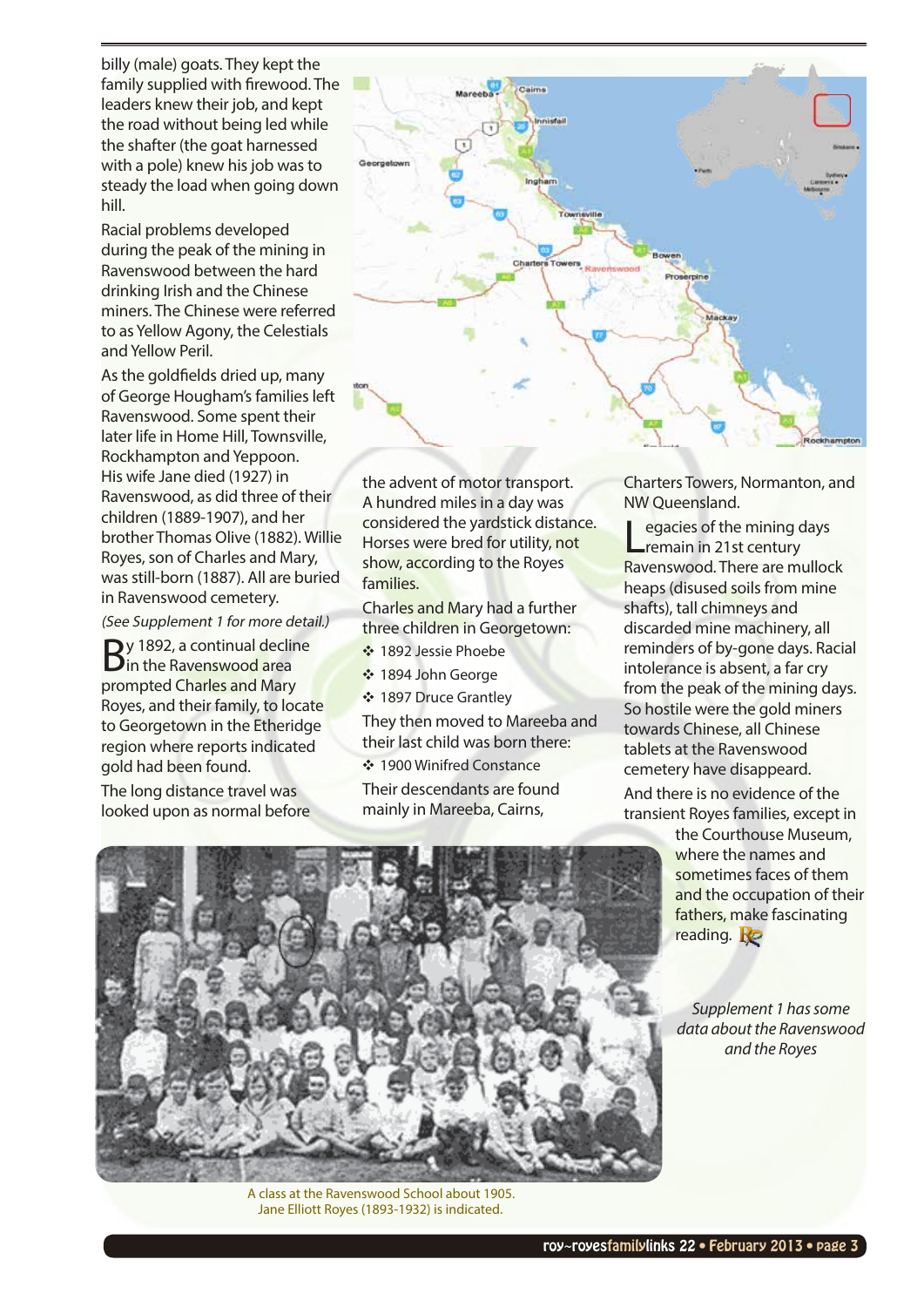billy (male) goats. They kept the family supplied with firewood. The leaders knew their job, and kept the road without being led while the shafter (the goat harnessed with a pole) knew his job was to steady the load when going down hill.

Racial problems developed during the peak of the mining in Ravenswood between the hard drinking Irish and the Chinese miners. The Chinese were referred to as Yellow Agony, the Celestials and Yellow Peril.

As the goldfields dried up, many of George Hougham's families left Ravenswood. Some spent their later life in Home Hill, Townsville, Rockhampton and Yeppoon.

His wife Jane died (1927) in Ravenswood, as did three of their children (1889-1907), and her brother Thomas Olive (1882). Willie Royes, son of Charles and Mary, was still-born (1887). All are buried in Ravenswood cemetery.

*(See Supplement 1 for more detail.)*

By 1892, a continual decline in the Ravenswood area prompted Charles and Mary Royes, and their family, to locate to Georgetown in the Etheridge region where reports indicated gold had been found.

The long distance travel was looked upon as normal before the advent of motor transport. A hundred miles in a day was considered the yardstick distance. Horses were bred for utility, not show, according to the Royes families.

Charles and Mary had a further three children in Georgetown:

- 1892 Jessie Phoebe
- 1894 John George
- 1897 Druce Grantley

They then moved to Mareeba and their last child was born there:

- 1900 Winifred Constance

Their descendants are found mainly in Mareeba, Cairns, Charters Towers, Normanton, and NW Queensland.

Legacies of the mining days remain in 21st century Ravenswood. There are mullock heaps (disused soils from mine shafts), tall chimneys and discarded mine machinery, all reminders of by-gone days. Racial intolerance is absent, a far cry from the peak of the mining days. So hostile were the gold miners towards Chinese, all Chinese tablets at the Ravenswood cemetery have disappeared.

And there is no evidence of the transient Royes families, except in the Courthouse Museum, where the names and sometimes faces of them and the occupation of their fathers, make fascinating reading.

*Supplement 1 has some data about the Ravenswood and the Royes*

A class at the Ravenswood School about 1905. Jane Elliott Royes (1893-1932) is indicated.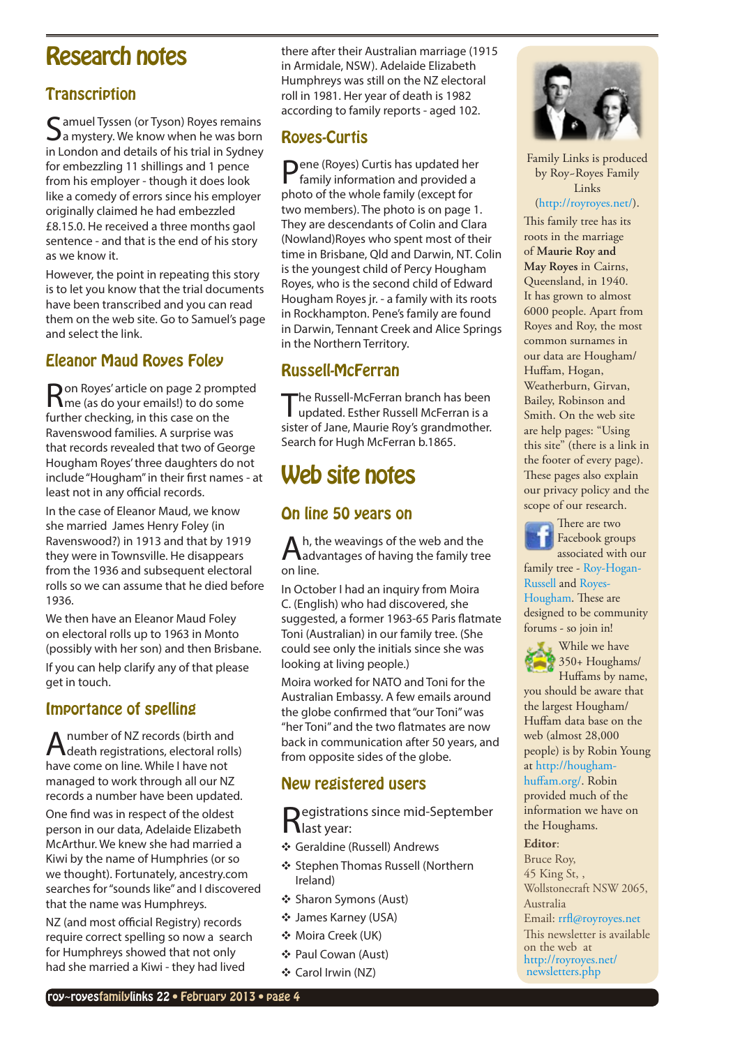# Research notes

## Transcription

Samuel Tyssen (or Tyson) Royes remains a mystery. We know when he was born in London and details of his trial in Sydney for embezzling 11 shillings and 1 pence from his employer - though it does look like a comedy of errors since his employer originally claimed he had embezzled £8.15.0. He received a three months gaol sentence - and that is the end of his story as we know it.

However, the point in repeating this story is to let you know that the trial documents have been transcribed and you can read them on the web site. Go to Samuel's page and select the link.

## Eleanor Maud Royes Foley

Ron Royes' article on page 2 prompted me (as do your emails!) to do some further checking, in this case on the Ravenswood families. A surprise was that records revealed that two of George Hougham Royes' three daughters do not include "Hougham" in their first names - at least not in any official records.

In the case of Eleanor Maud, we know she married James Henry Foley (in Ravenswood?) in 1913 and that by 1919 they were in Townsville. He disappears from the 1936 and subsequent electoral rolls so we can assume that he died before 1936.

We then have an Eleanor Maud Foley on electoral rolls up to 1963 in Monto (possibly with her son) and then Brisbane.

If you can help clarify any of that please get in touch.

## Importance of spelling

A number of NZ records (birth and death registrations, electoral rolls) have come on line. While I have not managed to work through all our NZ records a number have been updated.

One find was in respect of the oldest person in our data, Adelaide Elizabeth McArthur. We knew she had married a Kiwi by the name of Humphries (or so we thought). Fortunately, ancestry.com searches for "sounds like" and I discovered that the name was Humphreys.

NZ (and most official Registry) records require correct spelling so now a search for Humphreys showed that not only had she married a Kiwi - they had lived there after their Australian marriage (1915 in Armidale, NSW). Adelaide Elizabeth Humphreys was still on the NZ electoral roll in 1981. Her year of death is 1982 according to family reports - aged 102.

## Royes-Curtis

Pene (Royes) Curtis has updated her family information and provided a photo of the whole family (except for two members). The photo is on page 1. They are descendants of Colin and Clara (Nowland)Royes who spent most of their time in Brisbane, Qld and Darwin, NT. Colin is the youngest child of Percy Hougham Royes, who is the second child of Edward Hougham Royes jr. - a family with its roots in Rockhampton. Pene's family are found in Darwin, Tennant Creek and Alice Springs in the Northern Territory.

## Russell-McFerran

The Russell-McFerran branch has been updated. Esther Russell McFerran is a sister of Jane, Maurie Roy's grandmother. Search for Hugh McFerran b.1865.

# Web site notes

## On line 50 years on

Ah, the weavings of the web and the advantages of having the family tree on line.

In October I had an inquiry from Moira C. (English) who had discovered, she suggested, a former 1963-65 Paris flatmate Toni (Australian) in our family tree. (She could see only the initials since she was looking at living people.)

Moira worked for NATO and Toni for the Australian Embassy. A few emails around the globe confirmed that "our Toni" was "her Toni" and the two flatmates are now back in communication after 50 years, and from opposite sides of the globe.

## New registered users

Registrations since mid-September last year:

- Geraldine (Russell) Andrews
- Stephen Thomas Russell (Northern Ireland)
- Sharon Symons (Aust)
- James Karney (USA)
- Moira Creek (UK)
- Paul Cowan (Aust)
- Carol Irwin (NZ)

---

Family Links is produced by Roy-Royes Family Links (http://royroyes.net/).

This family tree has its roots in the marriage of **Maurie Roy and May Royes** in Cairns, Queensland, in 1940. It has grown to almost 6000 people. Apart from Royes and Roy, the most common surnames in our data are Hougham/ Huffam, Hogan, Weatherburn, Girvan, Bailey, Robinson and Smith. On the web site are help pages: "Using this site" (there is a link in the footer of every page). These pages also explain our privacy policy and the scope of our research.

There are two Facebook groups associated with our family tree - Roy-Hogan-Russell and Royes-Hougham. These are designed to be community forums - so join in!

While we have 350+ Houghams/ Huffams by name, you should be aware that the largest Hougham/ Huffam data base on the web (almost 28,000 people) is by Robin Young at http://hougham-huffam.org/. Robin provided much of the information we have on the Houghams.

**Editor**:
Bruce Roy,
45 King St, ,
Wollstonecraft NSW 2065,
Australia
Email: rrfl@royroyes.net

This newsletter is available on the web at http://royroyes.net/newsletters.php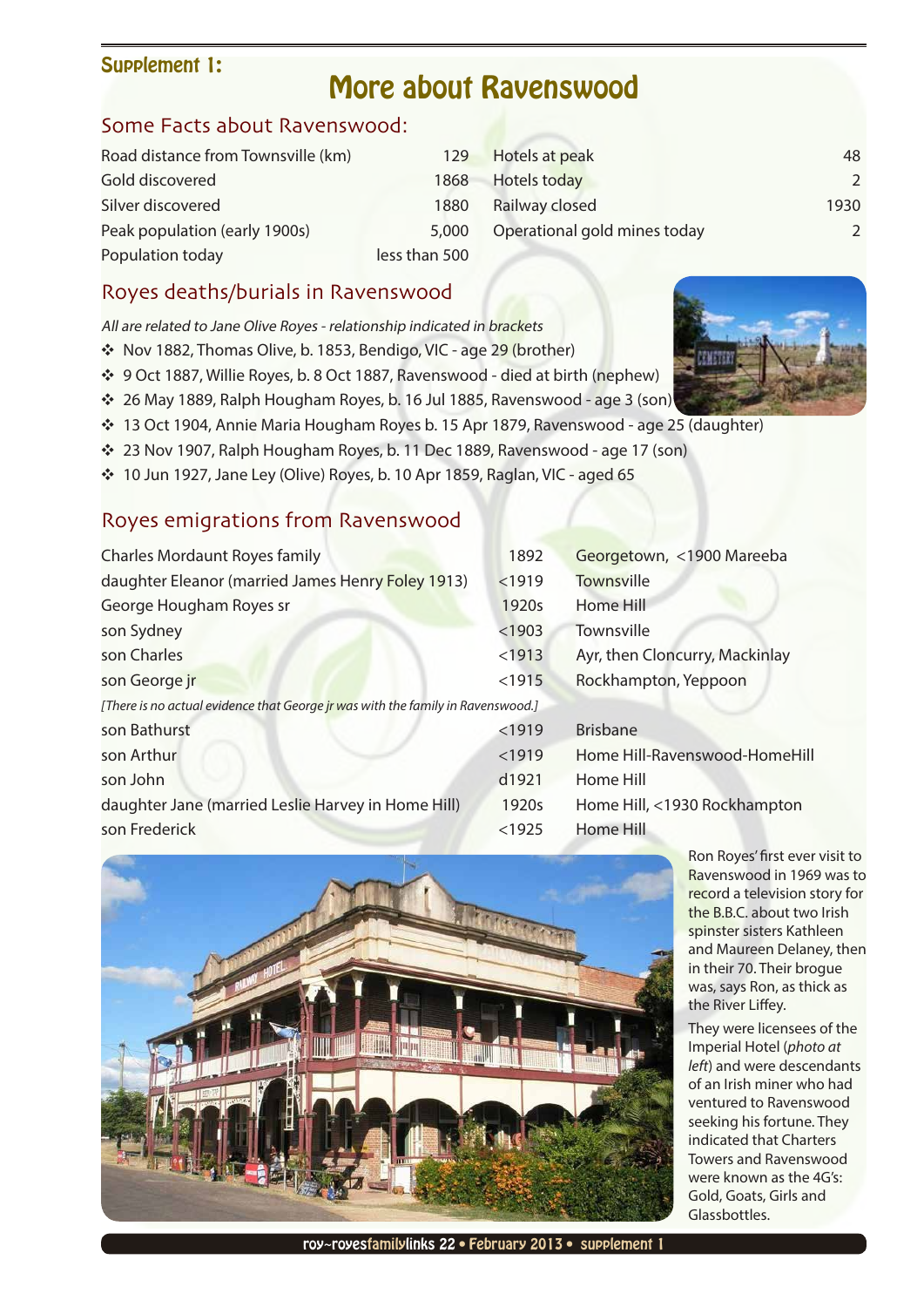**Supplement 1:**

# More about Ravenswood

## Some Facts about Ravenswood:

| | | | |
|---|---|---|---|
| Road distance from Townsville (km) | 129 | Hotels at peak | 48 |
| Gold discovered | 1868 | Hotels today | 2 |
| Silver discovered | 1880 | Railway closed | 1930 |
| Peak population (early 1900s) | 5,000 | Operational gold mines today | 2 |
| Population today | less than 500 | | |

## Royes deaths/burials in Ravenswood

*All are related to Jane Olive Royes - relationship indicated in brackets*

- Nov 1882, Thomas Olive, b. 1853, Bendigo, VIC - age 29 (brother)
- 9 Oct 1887, Willie Royes, b. 8 Oct 1887, Ravenswood - died at birth (nephew)
- 26 May 1889, Ralph Hougham Royes, b. 16 Jul 1885, Ravenswood - age 3 (son)
- 13 Oct 1904, Annie Maria Hougham Royes b. 15 Apr 1879, Ravenswood - age 25 (daughter)
- 23 Nov 1907, Ralph Hougham Royes, b. 11 Dec 1889, Ravenswood - age 17 (son)
- 10 Jun 1927, Jane Ley (Olive) Royes, b. 10 Apr 1859, Raglan, VIC - aged 65

## Royes emigrations from Ravenswood

| | | |
|---|---|---|
| Charles Mordaunt Royes family | 1892 | Georgetown, <1900 Mareeba |
| daughter Eleanor (married James Henry Foley 1913) | <1919 | Townsville |
| George Hougham Royes sr | 1920s | Home Hill |
| son Sydney | <1903 | Townsville |
| son Charles | <1913 | Ayr, then Cloncurry, Mackinlay |
| son George jr | <1915 | Rockhampton, Yeppoon |
| *[There is no actual evidence that George jr was with the family in Ravenswood.]* | | |
| son Bathurst | <1919 | Brisbane |
| son Arthur | <1919 | Home Hill-Ravenswood-HomeHill |
| son John | d1921 | Home Hill |
| daughter Jane (married Leslie Harvey in Home Hill) | 1920s | Home Hill, <1930 Rockhampton |
| son Frederick | <1925 | Home Hill |

Ron Royes' first ever visit to Ravenswood in 1969 was to record a television story for the B.B.C. about two Irish spinster sisters Kathleen and Maureen Delaney, then in their 70. Their brogue was, says Ron, as thick as the River Liffey.

They were licensees of the Imperial Hotel (*photo at left*) and were descendants of an Irish miner who had ventured to Ravenswood seeking his fortune. They indicated that Charters Towers and Ravenswood were known as the 4G's: Gold, Goats, Girls and Glassbottles.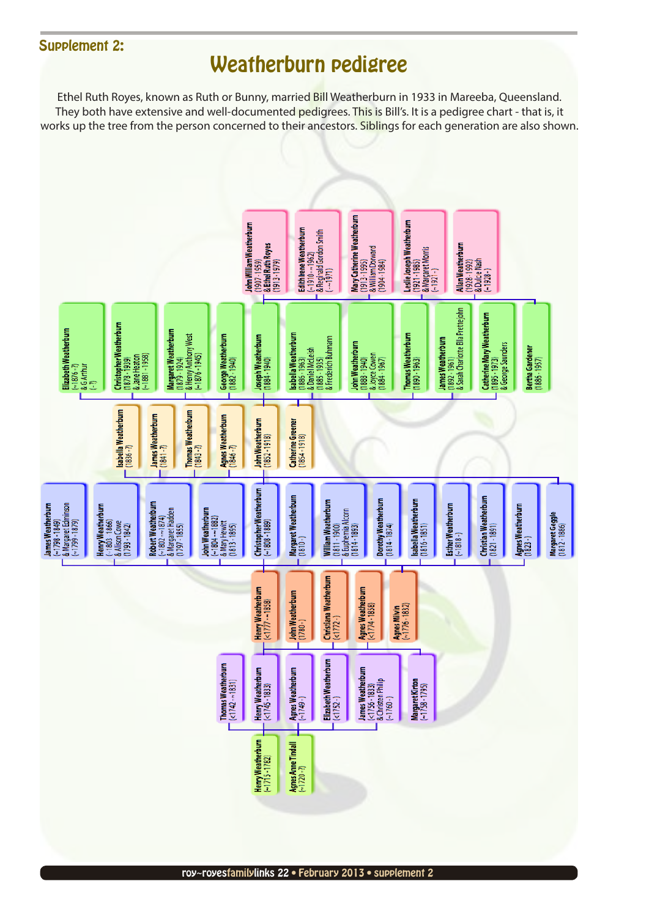Supplement 2:

# Weatherburn pedigree

Ethel Ruth Royes, known as Ruth or Bunny, married Bill Weatherburn in 1933 in Mareeba, Queensland. They both have extensive and well-documented pedigrees. This is Bill's. It is a pedigree chart - that is, it works up the tree from the person concerned to their ancestors. Siblings for each generation are also shown.

John William Weatherburn (1907 - 1959) & Ethel Ruth Royes (1913 - 1979)

Edith Irene Weatherburn (~1910 - ~1962) & Reginald Gordon Smith ( - ~1971)

Mary Catherine Weatherburn (1913 - 1995) & William Dorward (1904 - 1984)

Leslie Joseph Weatherburn (1921 - 1985) & Margaret Morris (~1921 - )

Allan Weatherburn (1928 - 1992) & Dulce Nash (~1928 - )

Elizabeth Weatherburn (~1876 - ?) & G Arthur ( - ?)

Christopher Weatherburn (1878 - 1939) & Janie Heaton (~1881 - 1958)

Margaret Weatherburn (1879 - 1924) & Henry Anthony West (~1876 - 1945)

George Weatherburn (1882 - 1940)

Joseph Weatherburn (1884 - 1940)

Isabella Weatherburn (1886 - 1963) & Daniel McLeish (1885 - 1935) & Frederich Buhmann

John Weatherburn (1888 - 1940) & Joyce Cowen (1884 - 1967)

Thomas Weatherburn (1890 - 1963)

James Weatherburn (1892 - 1961) & Sarah Charlotte Ella Prettejohn

Catherine Mary Weatherburn (1895 - 1973) & George Saunders

Bertha Gardener (1886 - 1957)

Isabella Weatherburn (1838 - ?)

James Weatherburn (1841 - ?)

Thomas Weatherburn (1843 - ?)

Agnes Weatherburn (1846 - ?)

John Weatherburn (1852 - 1918)

Catherine Greener (1854 - 1918)

James Weatherburn (~1798 - 1849) & Margaret Edminson (~1799 - 1879)

Henry Weatherburn ( - 1803 - 1866) & Alison Cowe (1793 - 1842)

Robert Weatherburn (~1802 - ~1874) & Margaret Hadden (1797 - 1855)

John Weatherburn (~1804 - ~1882) & Mary Hewitt (1813 - 1895)

Christopher Weatherburn (~1808 - 1889)

Margaret Weatherburn (1810 - )

William Weatherburn (1811 - 1900) & Euphemia Alcorn (1814 - 1893)

Dorothy Weatherburn (1814 - 1874)

Isabella Weatherburn (1816 - 1851)

Esther Weatherburn (~1818 - )

Christian Weatherburn (1821 - 1891)

Agnes Weatherburn (1823 - )

Margaret Geggie (1812 - 1886)

Henry Weatherburn (<1777 - ~1858)

John Weatherburn (1780 - )

Christiana Weatherburn (<1772 - )

Agnes Weatherburn (<1774 - 1858)

Agnes Milvin (~1776 - 1832)

Thomas Weatherburn (<1742 - ~1831)

Henry Weatherburn (<1745 - 1833)

Agnes Weatherburn (~1749 - )

Elizabeth Weatherburn (<1752 - )

James Weatherburn (<1756 - 1833) & Christen Philip (~1760 - )

Margaret Kirton (~1758 - 1795)

Henry Weatherburn (~1715 - 1782)

Agnes Anne Tindall (~1720 - ?)